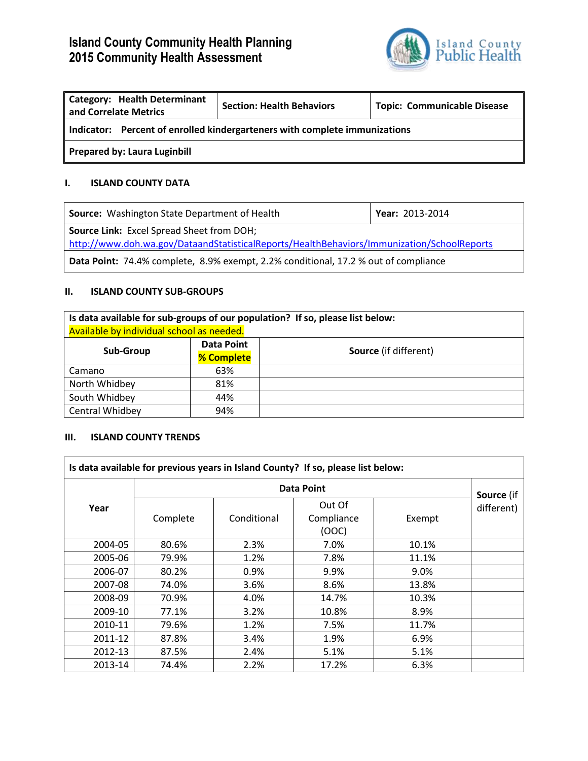# Island County Community Health Planning
# 2015 Community Health Assessment

Island County Public Health

| **Category: Health Determinant and Correlate Metrics** | **Section: Health Behaviors** | **Topic: Communicable Disease** |
|---|---|---|
| **Indicator: Percent of enrolled kindergarteners with complete immunizations** | | |
| **Prepared by: Laura Luginbill** | | |

## I. ISLAND COUNTY DATA

| **Source:** Washington State Department of Health | **Year:** 2013-2014 |
|---|---|
| **Source Link:** Excel Spread Sheet from DOH; http://www.doh.wa.gov/DataandStatisticalReports/HealthBehaviors/Immunization/SchoolReports | |
| **Data Point:** 74.4% complete, 8.9% exempt, 2.2% conditional, 17.2 % out of compliance | |

## II. ISLAND COUNTY SUB-GROUPS

**Is data available for sub-groups of our population? If so, please list below:**
Available by individual school as needed.

| Sub-Group | Data Point % Complete | Source (if different) |
|---|---|---|
| Camano | 63% | |
| North Whidbey | 81% | |
| South Whidbey | 44% | |
| Central Whidbey | 94% | |

## III. ISLAND COUNTY TRENDS

**Is data available for previous years in Island County? If so, please list below:**

| Year | Data Point | | | | Source (if different) |
|---|---|---|---|---|---|
| | Complete | Conditional | Out Of Compliance (OOC) | Exempt | |
| 2004-05 | 80.6% | 2.3% | 7.0% | 10.1% | |
| 2005-06 | 79.9% | 1.2% | 7.8% | 11.1% | |
| 2006-07 | 80.2% | 0.9% | 9.9% | 9.0% | |
| 2007-08 | 74.0% | 3.6% | 8.6% | 13.8% | |
| 2008-09 | 70.9% | 4.0% | 14.7% | 10.3% | |
| 2009-10 | 77.1% | 3.2% | 10.8% | 8.9% | |
| 2010-11 | 79.6% | 1.2% | 7.5% | 11.7% | |
| 2011-12 | 87.8% | 3.4% | 1.9% | 6.9% | |
| 2012-13 | 87.5% | 2.4% | 5.1% | 5.1% | |
| 2013-14 | 74.4% | 2.2% | 17.2% | 6.3% | |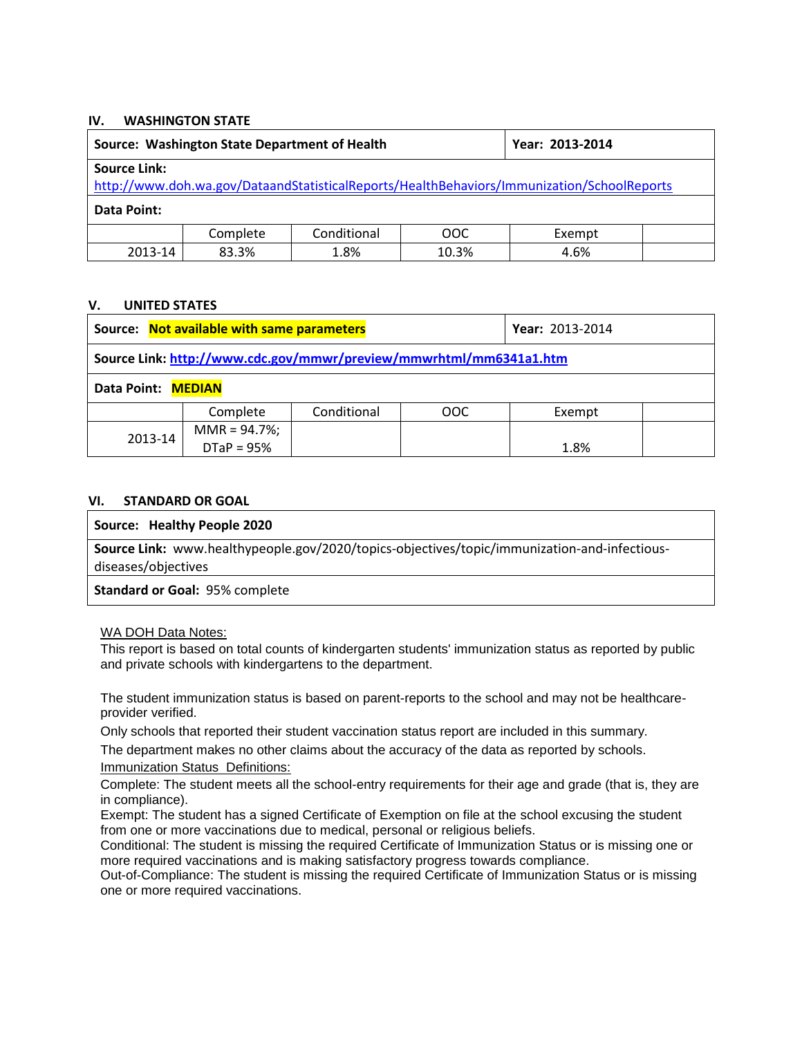## IV. WASHINGTON STATE

| | | | | | |
|---|---|---|---|---|---|
| **Source: Washington State Department of Health** | | | | **Year: 2013-2014** | |
| **Source Link:** http://www.doh.wa.gov/DataandStatisticalReports/HealthBehaviors/Immunization/SchoolReports | | | | | |
| **Data Point:** | | | | | |
| | Complete | Conditional | OOC | Exempt | |
| 2013-14 | 83.3% | 1.8% | 10.3% | 4.6% | |

## V. UNITED STATES

| | | | | | |
|---|---|---|---|---|---|
| **Source: Not available with same parameters** | | | | **Year:** 2013-2014 | |
| **Source Link: http://www.cdc.gov/mmwr/preview/mmwrhtml/mm6341a1.htm** | | | | | |
| **Data Point: MEDIAN** | | | | | |
| | Complete | Conditional | OOC | Exempt | |
| 2013-14 | MMR = 94.7%; DTaP = 95% | | | 1.8% | |

## VI. STANDARD OR GOAL

| |
|---|
| **Source: Healthy People 2020** |
| **Source Link:** www.healthypeople.gov/2020/topics-objectives/topic/immunization-and-infectious-diseases/objectives |
| **Standard or Goal:** 95% complete |

WA DOH Data Notes:

This report is based on total counts of kindergarten students' immunization status as reported by public and private schools with kindergartens to the department.

The student immunization status is based on parent-reports to the school and may not be healthcare-provider verified.

Only schools that reported their student vaccination status report are included in this summary.

The department makes no other claims about the accuracy of the data as reported by schools.

Immunization Status Definitions:

Complete: The student meets all the school-entry requirements for their age and grade (that is, they are in compliance).

Exempt: The student has a signed Certificate of Exemption on file at the school excusing the student from one or more vaccinations due to medical, personal or religious beliefs.

Conditional: The student is missing the required Certificate of Immunization Status or is missing one or more required vaccinations and is making satisfactory progress towards compliance.

Out-of-Compliance: The student is missing the required Certificate of Immunization Status or is missing one or more required vaccinations.